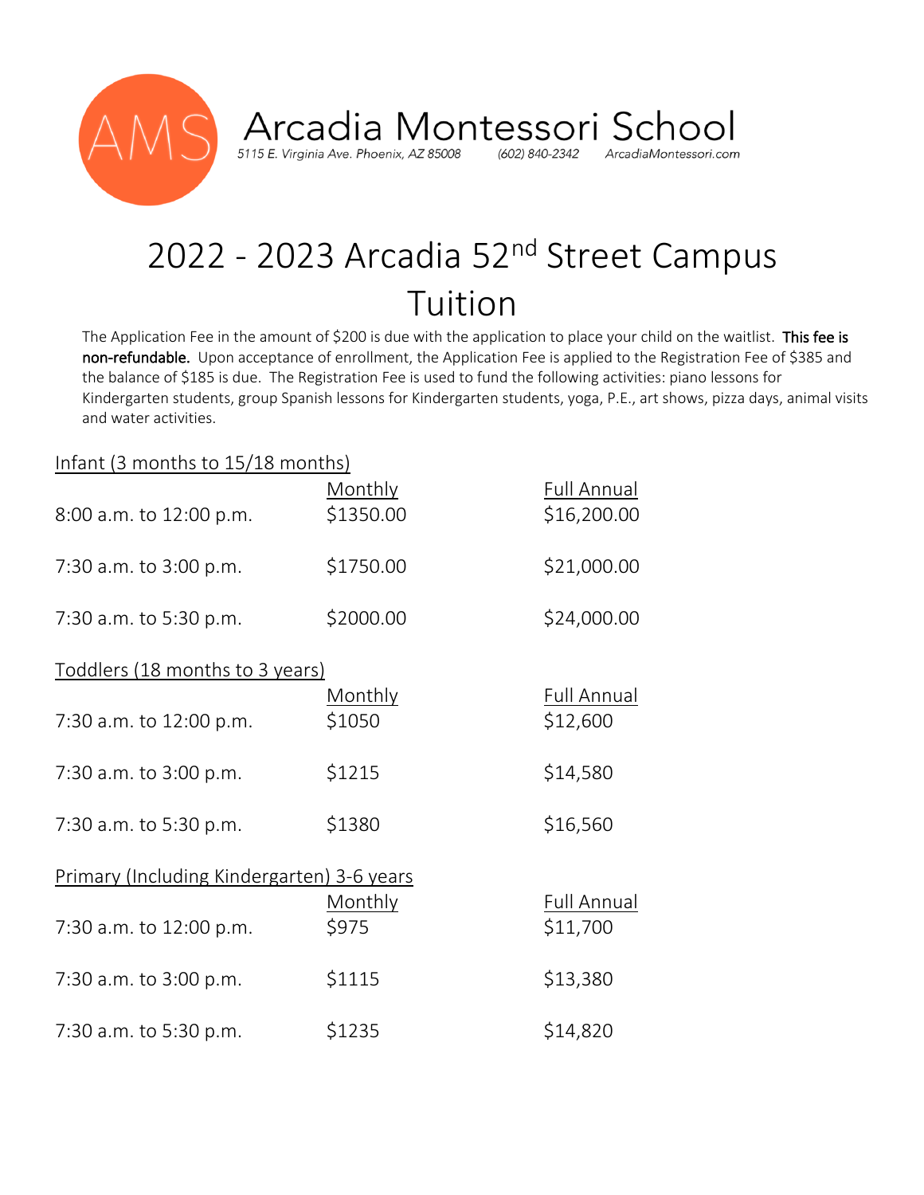AMS

# Arcadia Montessori School

*5115 E. Virginia Ave. Phoenix, AZ 85008* *(602) 840-2342* *ArcadiaMontessori.com*

# 2022 - 2023 Arcadia 52nd Street Campus Tuition

The Application Fee in the amount of $200 is due with the application to place your child on the waitlist. **This fee is non-refundable.** Upon acceptance of enrollment, the Application Fee is applied to the Registration Fee of $385 and the balance of $185 is due. The Registration Fee is used to fund the following activities: piano lessons for Kindergarten students, group Spanish lessons for Kindergarten students, yoga, P.E., art shows, pizza days, animal visits and water activities.

## Infant (3 months to 15/18 months)

| | Monthly | Full Annual |
|---|---|---|
| 8:00 a.m. to 12:00 p.m. | $1350.00 | $16,200.00 |
| 7:30 a.m. to 3:00 p.m. | $1750.00 | $21,000.00 |
| 7:30 a.m. to 5:30 p.m. | $2000.00 | $24,000.00 |

## Toddlers (18 months to 3 years)

| | Monthly | Full Annual |
|---|---|---|
| 7:30 a.m. to 12:00 p.m. | $1050 | $12,600 |
| 7:30 a.m. to 3:00 p.m. | $1215 | $14,580 |
| 7:30 a.m. to 5:30 p.m. | $1380 | $16,560 |

## Primary (Including Kindergarten) 3-6 years

| | Monthly | Full Annual |
|---|---|---|
| 7:30 a.m. to 12:00 p.m. | $975 | $11,700 |
| 7:30 a.m. to 3:00 p.m. | $1115 | $13,380 |
| 7:30 a.m. to 5:30 p.m. | $1235 | $14,820 |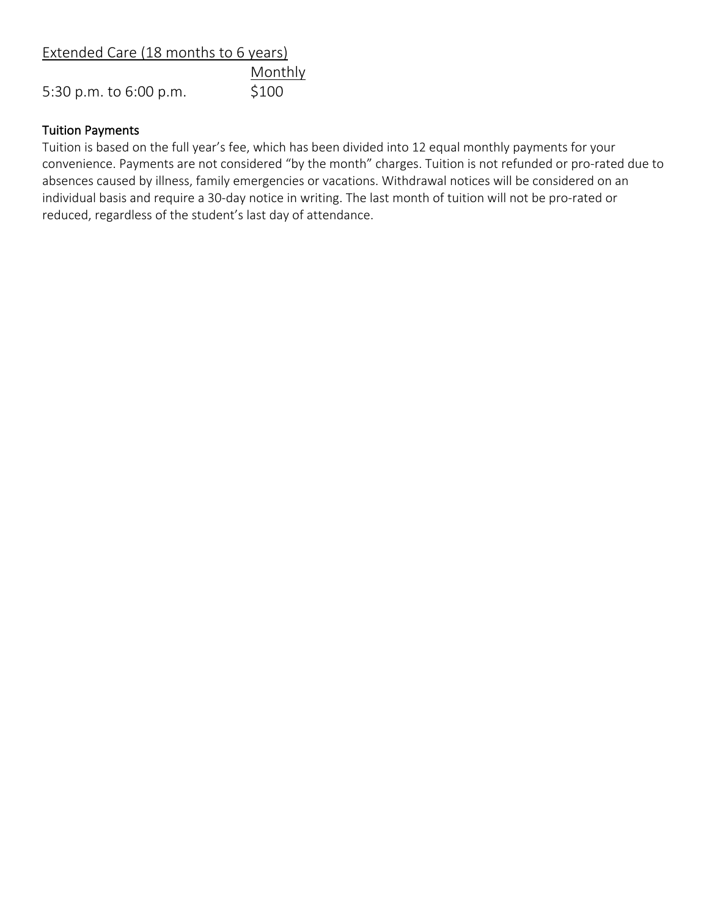Extended Care (18 months to 6 years)

| | Monthly |
|---|---|
| 5:30 p.m. to 6:00 p.m. | $100 |

**Tuition Payments**

Tuition is based on the full year's fee, which has been divided into 12 equal monthly payments for your convenience. Payments are not considered "by the month" charges. Tuition is not refunded or pro-rated due to absences caused by illness, family emergencies or vacations. Withdrawal notices will be considered on an individual basis and require a 30-day notice in writing. The last month of tuition will not be pro-rated or reduced, regardless of the student's last day of attendance.